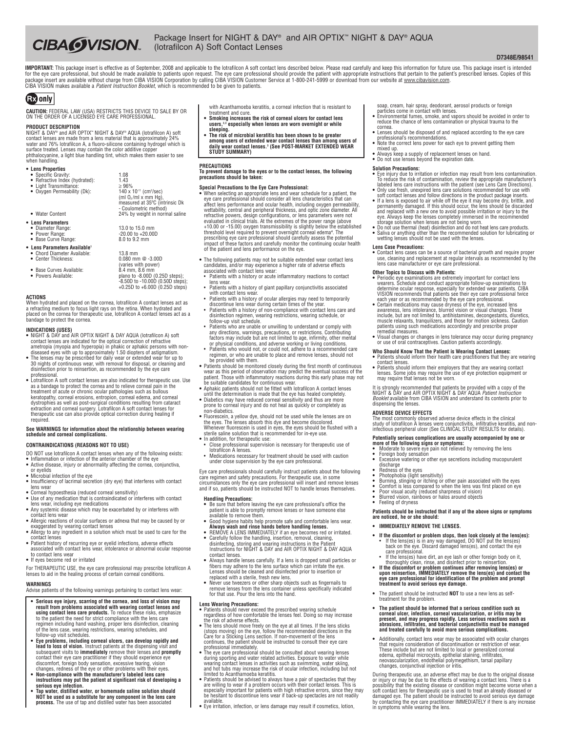# CIBA VISION

## Package Insert for NIGHT & DAY® and AIR OPTIX™ NIGHT & DAY® AQUA (lotrafilcon A) Soft Contact Lenses

**D7348E/98541**

**IMPORTANT:** This package insert is effective as of September, 2008 and applicable to the lotrafilcon A soft contact lens described below. Please read carefully and keep this information for future use. This package insert is intended for the eye care professional, but should be made available to patients upon request. The eye care professional should provide the patient with appropriate instructions that pertain to the patient's prescribed lenses. Copies of this package insert are available without charge from CIBA VISION Corporation by calling CIBA VISION Customer Service at 1-800-241-5999 or download from our website at www.cibavision.com. CIBA VISION makes available a *Patient Instruction Booklet*, which is recommended to be given to patients.

**Rx only**

**CAUTION:** FEDERAL LAW (USA) RESTRICTS THIS DEVICE TO SALE BY OR ON THE ORDER OF A LICENSED EYE CARE PROFESSIONAL.

### PRODUCT DESCRIPTION

NIGHT & DAY® and AIR OPTIX™ NIGHT & DAY® AQUA (lotrafilcon A) soft contact lenses are made from a lens material that is approximately 24% water and 76% lotrafilcon A, a fluoro-silicone containing hydrogel which is surface treated. Lenses may contain the color additive copper phthalocyanine, a light blue handling tint, which makes them easier to see when handling.

- **Lens Properties**
  - Specific Gravity: 1.08
  - Refractive Index (hydrated): 1.43
  - Light Transmittance: ≥ 96%
  - Oxygen Permeability (Dk): $140 \times 10^{-11}$ (cm²/sec)(ml $O_2$/ml x mm Hg), measured at 35°C (intrinsic Dk - Coulometric method)
  - Water Content: 24% by weight in normal saline
- **Lens Parameters**
  - Diameter Range: 13.0 to 15.0 mm
  - Power Range: -20.00 to +20.00D
  - Base Curve Range: 8.0 to 9.2 mm
- **Lens Parameters Available[1]**
  - Chord Diameter Available: 13.8 mm
  - Center Thickness: 0.080 mm @ -3.00D (varies with power)
  - Base Curves Available: 8.4 mm, 8.6 mm
  - Powers Available: plano to -8.00D (0.25D steps); -8.50D to -10.00D (0.50D steps); +0.25D to +6.00D (0.25D steps)

### ACTIONS

When hydrated and placed on the cornea, lotrafilcon A contact lenses act as a refracting medium to focus light rays on the retina. When hydrated and placed on the cornea for therapeutic use, lotrafilcon A contact lenses act as a bandage to protect the cornea.

### INDICATIONS (USES)

- NIGHT & DAY and AIR OPTIX NIGHT & DAY AQUA (lotrafilcon A) soft contact lenses are indicated for the optical correction of refractive ametropia (myopia and hyperopia) in phakic or aphakic persons with non-diseased eyes with up to approximately 1.50 diopters of astigmatism.
- The lenses may be prescribed for daily wear or extended wear for up to 30 nights of continuous wear, with removal for disposal, or cleaning and disinfection prior to reinsertion, as recommended by the eye care professional.
- Lotrafilcon A soft contact lenses are also indicated for therapeutic use. Use as a bandage to protect the cornea and to relieve corneal pain in the treatment of acute or chronic ocular pathologies such as bullous keratopathy, corneal erosions, entropion, corneal edema, and corneal dystrophies as well as post-surgical conditions resulting from cataract extraction and corneal surgery. Lotrafilcon A soft contact lenses for therapeutic use can also provide optical correction during healing if required.

**See WARNINGS for information about the relationship between wearing schedule and corneal complications.**

### CONTRAINDICATIONS (REASONS NOT TO USE)

DO NOT use lotrafilcon A contact lenses when any of the following exists:

- Inflammation or infection of the anterior chamber of the eye
- Active disease, injury or abnormality affecting the cornea, conjunctiva, or eyelids
- Microbial infection of the eye
- Insufficiency of lacrimal secretion (dry eye) that interferes with contact lens wear
- Corneal hypoesthesia (reduced corneal sensitivity)
- Use of any medication that is contraindicated or interferes with contact lens wear, including eye medications
- Any systemic disease which may be exacerbated by or interferes with contact lens wear
- Allergic reactions of ocular surfaces or adnexa that may be caused by or exaggerated by wearing contact lenses
- Allergy to any ingredient in a solution which must be used to care for the contact lenses
- Patient history of recurring eye or eyelid infections, adverse effects associated with contact lens wear, intolerance or abnormal ocular response to contact lens wear
- If eyes become red or irritated

For THERAPEUTIC USE, the eye care professional may prescribe lotrafilcon A lenses to aid in the healing process of certain corneal conditions.

### WARNINGS

Advise patients of the following warnings pertaining to contact lens wear:

- **Serious eye injury, scarring of the cornea, and loss of vision may result from problems associated with wearing contact lenses and using contact lens care products.** To reduce these risks, emphasize to the patient the need for strict compliance with the lens care regimen including hand washing, proper lens disinfection, cleaning of the lens case, wearing restrictions, wearing schedules, and follow-up visit schedules.
- **Eye problems, including corneal ulcers, can develop rapidly and lead to loss of vision.** Instruct patients at the dispensing visit and subsequent visits to **immediately** remove their lenses and **promptly** contact their eye care practitioner if they should experience eye discomfort, foreign body sensation, excessive tearing, vision changes, redness of the eye or other problems with their eyes.
- **Non-compliance with the manufacturer's labeled lens care instructions may put the patient at significant risk of developing a serious eye infection.**
- **Tap water, distilled water, or homemade saline solution should NOT be used as a substitute for any component in the lens care process.** The use of tap and distilled water has been associated with Acanthamoeba keratitis, a corneal infection that is resistant to treatment and cure.
- **Smoking increases the risk of corneal ulcers for contact lens users,[2,3] especially when lenses are worn overnight or while sleeping.**
- **The risk of microbial keratitis has been shown to be greater among users of extended wear contact lenses than among users of daily wear contact lenses.[3] (See POST-MARKET EXTENDED WEAR STUDY SUMMARY)**

### PRECAUTIONS

**To prevent damage to the eyes or to the contact lenses, the following precautions should be taken:**

**Special Precautions to the Eye Care Professional:**

- When selecting an appropriate lens and wear schedule for a patient, the eye care professional should consider all lens characteristics that can affect lens performance and ocular health, including oxygen permeability, wettability, central and peripheral thickness, and optic zone diameter. All refractive powers, design configurations, or lens parameters were not evaluated in clinical trials. At the extremes of the power range (above +10.00 or -15.00) oxygen transmissibility is slightly below the established threshold level required to prevent overnight corneal edema[4]. The prescribing eye care professional should carefully assess the potential impact of these factors and carefully monitor the continuing ocular health of the patient and lens performance on the eye.
- The following patients may not be suitable extended wear contact lens candidates, and/or may experience a higher rate of adverse effects associated with contact lens wear:
  - Patients with a history or acute inflammatory reactions to contact lens wear.
  - Patients with a history of giant papillary conjunctivitis associated with contact lens wear.
  - Patients with a history of ocular allergies may need to temporarily discontinue lens wear during certain times of the year.
  - Patients with a history of non-compliance with contact lens care and disinfection regimen, wearing restrictions, wearing schedule, or follow-up visit schedule.
  - Patients who are unable or unwilling to understand or comply with any directions, warnings, precautions, or restrictions. Contributing factors may include but are not limited to age, infirmity, other mental or physical conditions, and adverse working or living conditions.
  - Patients who would not, or could not, adhere to a recommended care regimen, or who are unable to place and remove lenses, should not be provided with them.
- Patients should be monitored closely during the first month of continuous wear as this period of observation may predict the eventual success of the patient. Those with inflammatory reactions during this early phase may not be suitable candidates for continuous wear.
- Aphakic patients should not be fitted with lotrafilcon A contact lenses until the determination is made that the eye has healed completely.
- Diabetics may have reduced corneal sensitivity and thus are more prone to corneal injury and do not heal as quickly or completely as non-diabetics.
- Fluorescein, a yellow dye, should not be used while the lenses are on the eyes. The lenses absorb this dye and become discolored. Whenever fluorescein is used in eyes, the eyes should be flushed with a sterile saline solution that is recommended for in-eye use.
- In addition, for therapeutic use:
  - Close professional supervision is necessary for therapeutic use of lotrafilcon A lenses.
  - Medications necessary for treatment should be used with caution under close supervision by the eye care professional.

Eye care professionals should carefully instruct patients about the following care regimen and safety precautions. For therapeutic use, in some circumstances only the eye care professional will insert and remove lenses and if so, patients should be instructed NOT to handle lenses themselves.

**Handling Precautions:**

- Be sure that before leaving the eye care professional's office the patient is able to promptly remove lenses or have someone else available to remove them.
- Good hygiene habits help promote safe and comfortable lens wear. **Always wash and rinse hands before handling lenses.**
- REMOVE A LENS IMMEDIATELY if an eye becomes red or irritated.
- Carefully follow the handling, insertion, removal, cleaning, disinfecting, storing and wearing instructions in the Patient Instructions for NIGHT & DAY and AIR OPTIX NIGHT & DAY AQUA contact lenses.
- Always handle lenses carefully. If a lens is dropped small particles or fibers may adhere to the lens surface which can irritate the eye. Lenses should be cleaned and disinfected prior to insertion or replaced with a sterile, fresh new lens.
- Never use tweezers or other sharp objects such as fingernails to remove lenses from the lens container unless specifically indicated for that use. Pour the lens into the hand.

**Lens Wearing Precautions:**

- Patients should never exceed the prescribed wearing schedule regardless of how comfortable the lenses feel. Doing so may increase the risk of adverse effects.
- The lens should move freely on the eye at all times. If the lens sticks (stops moving) on the eye, follow the recommended directions in the Care for a Sticking Lens section. If non-movement of the lens continues, the patient should be instructed to consult their eye care professional immediately.
- The eye care professional should be consulted about wearing lenses during sporting and water related activities. Exposure to water while wearing contact lenses in activities such as swimming, water skiing, and hot tubs may increase the risk of ocular infection, including but not limited to Acanthamoeba keratitis.
- Patients should be advised to always have a pair of spectacles that they are willing to wear if a problem occurs with their contact lenses. This is especially important for patients with high refractive errors, since they may be hesitant to discontinue lens wear if back-up spectacles are not readily available.
- Eye irritation, infection, or lens damage may result if cosmetics, lotion, soap, cream, hair spray, deodorant, aerosol products or foreign particles come in contact with lenses.
- Environmental fumes, smoke, and vapors should be avoided in order to reduce the chance of lens contamination or physical trauma to the cornea.
- Lenses should be disposed of and replaced according to the eye care professional's recommendations.
- Note the correct lens power for each eye to prevent getting them mixed up.
- Always keep a supply of replacement lenses on hand.
- Do not use lenses beyond the expiration date.

**Solution Precautions:**

- Eye injury due to irritation or infection may result from lens contamination. To reduce the risk of contamination, review the appropriate manufacturer's labeled lens care instructions with the patient (see Lens Care Directions).
- Only use fresh, unexpired lens care solutions recommended for use with soft contact lenses and follow directions in the product package inserts.
- If a lens is exposed to air while off the eye it may become dry, brittle, and permanently damaged. If this should occur, the lens should be discarded and replaced with a new one to avoid possible irritation or injury to the eye. Always keep the lenses completely immersed in the recommended storage solution when lenses are not being worn.
- Do not use thermal (heat) disinfection and do not heat lens care products.
- Saliva or anything other than the recommended solution for lubricating or wetting lenses should not be used with the lenses.

**Lens Case Precautions:**

- Contact lens cases can be a source of bacterial growth and require proper use, cleaning and replacement at regular intervals as recommended by the lens case manufacturer or eye care professional.

**Other Topics to Discuss with Patients:**

- Periodic eye examinations are extremely important for contact lens wearers. Schedule and conduct appropriate follow-up examinations to determine ocular response, especially for extended wear patients. CIBA VISION recommends that patients see their eye care professional twice each year or as recommended by the eye care professional.
- Certain medications may cause dryness of the eye, increased lens awareness, lens intolerance, blurred vision or visual changes. These include, but are not limited to, antihistamines, decongestants, diuretics, muscle relaxants, tranquilizers, and those for motion sickness. Caution patients using such medications accordingly and prescribe proper remedial measures.
- Visual changes or changes in lens tolerance may occur during pregnancy or use of oral contraceptives. Caution patients accordingly.

**Who Should Know That the Patient is Wearing Contact Lenses:**

- Patients should inform their health care practitioners that they are wearing contact lenses.
- Patients should inform their employers that they are wearing contact lenses. Some jobs may require the use of eye protection equipment or may require that lenses not be worn.

It is strongly recommended that patients be provided with a copy of the NIGHT & DAY and AIR OPTIX NIGHT & DAY AQUA *Patient Instruction Booklet* available from CIBA VISION and understand its contents prior to dispensing the lenses.

### ADVERSE DEVICE EFFECTS

The most commonly observed adverse device effects in the clinical study of lotrafilcon A lenses were conjunctivitis, infiltrative keratitis, and non-infectious peripheral ulcer (See CLINICAL STUDY RESULTS for details).

**Potentially serious complications are usually accompanied by one or more of the following signs or symptoms:**

- Moderate to severe eye pain not relieved by removing the lens
- Foreign body sensation
- Excessive watering or other eye secretions including mucopurulent discharge
- Redness of the eyes
- Photophobia (light sensitivity)
- Burning, stinging or itching or other pain associated with the eyes
- Comfort is less compared to when the lens was first placed on eye
- Poor visual acuity (reduced sharpness of vision)
- Blurred vision, rainbows or halos around objects
- Feeling of dryness

**Patients should be instructed that if any of the above signs or symptoms are noticed, he or she should:**

- **IMMEDIATELY REMOVE THE LENSES.**
- **If the discomfort or problem stops, then look closely at the lens(es):**
  - If the lens(es) is in any way damaged, DO NOT put the lens(es) back on the eye. Discard damaged lens(es), and contact the eye care professional.
  - If the lens(es) have dirt, an eye lash or other foreign body on it, thoroughly clean, rinse, and disinfect prior to reinsertion.
- **If the discomfort or problem continues after removing lens(es) or upon reinsertion, IMMEDIATELY remove the lens(es) and contact the eye care professional for identification of the problem and prompt treatment to avoid serious eye damage.**
- The patient should be instructed **NOT** to use a new lens as self-treatment for the problem.
- **The patient should be informed that a serious condition such as corneal ulcer, infection, corneal vascularization, or iritis may be present, and may progress rapidly. Less serious reactions such as abrasions, infiltrates, and bacterial conjunctivitis must be managed and treated carefully to avoid more serious complications.**
- Additionally, contact lens wear may be associated with ocular changes that require consideration of discontinuation or restriction of wear. These include but are not limited to local or generalized corneal edema, epithelial microcysts, epithelial staining, infiltrates, neovascularization, endothelial polymegethism, tarsal papillary changes, conjunctival injection or iritis.

During therapeutic use, an adverse effect may be due to the original disease or injury or may be due to the effects of wearing a contact lens. There is a possibility that the existing disease or condition might become worse when a soft contact lens for therapeutic use is used to treat an already diseased or damaged eye. The patient should be instructed to avoid serious eye damage by contacting the eye care practitioner IMMEDIATELY if there is any increase in symptoms while wearing the lens.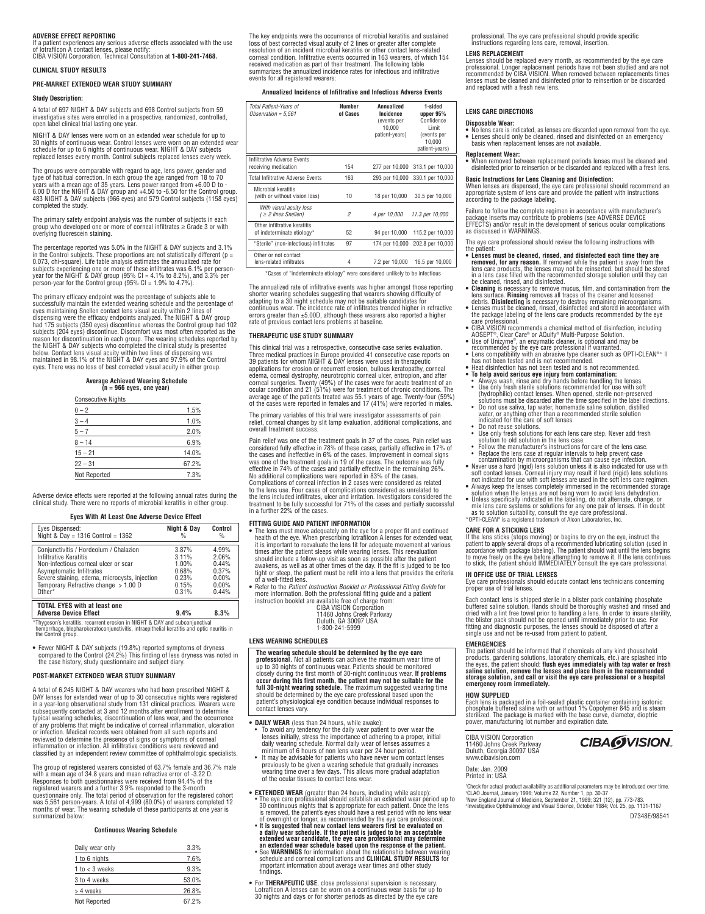**ADVERSE EFFECT REPORTING**

If a patient experiences any serious adverse effects associated with the use of lotrafilcon A contact lenses, please notify:
CIBA VISION Corporation, Technical Consultation at **1-800-241-7468.**

**CLINICAL STUDY RESULTS**

**PRE-MARKET EXTENDED WEAR STUDY SUMMARY**

**Study Description:**

A total of 697 NIGHT & DAY subjects and 698 Control subjects from 59 investigative sites were enrolled in a prospective, randomized, controlled, open label clinical trial lasting one year.

NIGHT & DAY lenses were worn on an extended wear schedule for up to 30 nights of continuous wear. Control lenses were worn on an extended wear schedule for up to 6 nights of continuous wear. NIGHT & DAY subjects replaced lenses every month. Control subjects replaced lenses every week.

The groups were comparable with regard to age, lens power, gender and type of habitual correction. In each group the age ranged from 18 to 70 years with a mean age of 35 years. Lens power ranged from +6.00 D to -6.00 D for the NIGHT & DAY group and +4.50 to -6.50 for the Control group. 483 NIGHT & DAY subjects (966 eyes) and 579 Control subjects (1158 eyes) completed the study.

The primary safety endpoint analysis was the number of subjects in each group who developed one or more of corneal infiltrates ≥ Grade 3 or with overlying fluorescein staining.

The percentage reported was 5.0% in the NIGHT & DAY subjects and 3.1% in the Control subjects. These proportions are not statistically different ($p = 0.073$, chi-square). Life table analysis estimates the annualized rate for subjects experiencing one or more of these infiltrates was 6.1% per person-year for the NIGHT & DAY group (95% CI = 4.1% to 8.2%), and 3.3% per person-year for the Control group (95% CI = 1.9% to 4.7%).

The primary efficacy endpoint was the percentage of subjects able to successfully maintain the extended wearing schedule and the percentage of eyes maintaining Snellen contact lens visual acuity within 2 lines of dispensing were the efficacy endpoints analyzed. The NIGHT & DAY group had 175 subjects (350 eyes) discontinue whereas the Control group had 102 subjects (204 eyes) discontinue. Discomfort was most often reported as the reason for discontinuation in each group. The wearing schedules reported by the NIGHT & DAY subjects who completed the clinical study is presented below. Contact lens visual acuity within two lines of dispensing was maintained in 98.1% of the NIGHT & DAY eyes and 97.9% of the Control eyes. There was no loss of best corrected visual acuity in either group.

**Average Achieved Wearing Schedule**
**(n = 966 eyes, one year)**

| Consecutive Nights | |
|---|---|
| 0 – 2 | 1.5% |
| 3 – 4 | 1.0% |
| 5 – 7 | 2.0% |
| 8 – 14 | 6.9% |
| 15 – 21 | 14.0% |
| 22 – 31 | 67.2% |
| Not Reported | 7.3% |

Adverse device effects were reported at the following annual rates during the clinical study. There were no reports of microbial keratitis in either group.

**Eyes With At Least One Adverse Device Effect**

| Eyes Dispensed: Night & Day = 1316 Control = 1362 | Night & Day % | Control % |
|---|---|---|
| Conjunctivitis / Hordeolum / Chalazion | 3.87% | 4.99% |
| Infiltrative Keratitis | 3.11% | 2.06% |
| Non-infectious corneal ulcer or scar | 1.00% | 0.44% |
| Asymptomatic Infiltrates | 0.68% | 0.37% |
| Severe staining, edema, microcysts, injection | 0.23% | 0.00% |
| Temporary Refractive change > 1.00 D | 0.15% | 0.00% |
| Other* | 0.31% | 0.44% |
| **TOTAL EYES with at least one Adverse Device Effect** | **9.4%** | **8.3%** |

*Thygeson's keratitis, recurrent erosion in NIGHT & DAY and subconjunctival hemorrhage, blepharokeratoconjunctivitis, intraepithelial keratitis and optic neuritis in the Control group.

- Fewer NIGHT & DAY subjects (19.8%) reported symptoms of dryness compared to the Control (24.2%) This finding of less dryness was noted in the case history, study questionnaire and subject diary.

**POST-MARKET EXTENDED WEAR STUDY SUMMARY**

A total of 6,245 NIGHT & DAY wearers who had been prescribed NIGHT & DAY lenses for extended wear of up to 30 consecutive nights were registered in a year-long observational study from 131 clinical practices. Wearers were subsequently contacted at 3 and 12 months after enrollment to determine typical wearing schedules, discontinuation of lens wear, and the occurrence of any problems that might be indicative of corneal inflammation, ulceration or infection. Medical records were obtained from all such reports and reviewed to determine the presence of signs or symptoms of corneal inflammation or infection. All infiltrative conditions were reviewed and classified by an independent review committee of ophthalmologic specialists.

The group of registered wearers consisted of 63.7% female and 36.7% male with a mean age of 34.8 years and mean refractive error of -3.22 D. Responses to both questionnaires were received from 94.4% of the registered wearers and a further 3.9% responded to the 3-month questionnaire only. The total period of observation for the registered cohort was 5,561 person-years. A total of 4,999 (80.0%) of wearers completed 12 months of wear. The wearing schedule of these participants at one year is summarized below:

**Continuous Wearing Schedule**

| | |
|---|---|
| Daily wear only | 3.3% |
| 1 to 6 nights | 7.6% |
| 1 to < 3 weeks | 9.3% |
| 3 to 4 weeks | 53.0% |
| > 4 weeks | 26.8% |
| Not Reported | 67.2% |

The key endpoints were the occurrence of microbial keratitis and sustained loss of best corrected visual acuity of 2 lines or greater after complete resolution of an incident microbial keratitis or other contact lens-related corneal condition. Infiltrative events occurred in 163 wearers, of which 154 received medication as part of their treatment. The following table summarizes the annualized incidence rates for infectious and infiltrative events for all registered wearers:

**Annualized Incidence of Infiltrative and Infectious Adverse Events**

| *Total Patient-Years of Observation = 5,561* | Number of Cases | Annualized Incidence (events per 10,000 patient-years) | 1-sided upper 95% Confidence Limit (events per 10,000 patient-years) |
|---|---|---|---|
| Infiltrative Adverse Events receiving medication | 154 | 277 per 10,000 | 313.1 per 10,000 |
| Total Infiltrative Adverse Events | 163 | 293 per 10,000 | 330.1 per 10,000 |
| Microbial keratitis (with or without vision loss) | 10 | 18 per 10,000 | 30.5 per 10,000 |
| *With visual acuity loss (≥ 2 lines Snellen)* | *2* | *4 per 10,000* | *11.3 per 10,000* |
| Other infiltrative keratitis of indeterminate etiology* | 52 | 94 per 10,000 | 115.2 per 10,000 |
| "Sterile" (non-infectious) infiltrates | 97 | 174 per 10,000 | 202.8 per 10,000 |
| Other or not contact lens-related infiltrates | 4 | 7.2 per 10,000 | 16.5 per 10,000 |

*Cases of "indeterminate etiology" were considered unlikely to be infectious

The annualized rate of infiltrative events was higher amongst those reporting shorter wearing schedules suggesting that wearers showing difficulty of adapting to a 30 night schedule may not be suitable candidates for continuous wear. The incidence rate of infiltrates trended higher in refractive errors greater than ±5.00D, although these wearers also reported a higher rate of previous contact lens problems at baseline.

**THERAPEUTIC USE STUDY SUMMARY**

This clinical trial was a retrospective, consecutive case series evaluation. Three medical practices in Europe provided 41 consecutive case reports on 39 patients for whom NIGHT & DAY lenses were used in therapeutic applications for erosion or recurrent erosion, bullous keratopathy, corneal edema, corneal dystrophy, neurotrophic corneal ulcer, entropion, and after corneal surgeries. Twenty (49%) of the cases were for acute treatment of an ocular condition and 21 (51%) were for treatment of chronic conditions. The average age of the patients treated was 55.1 years of age. Twenty-four (59%) of the cases were reported in females and 17 (41%) were reported in males.

The primary variables of this trial were investigator assessments of pain relief, corneal changes by slit lamp evaluation, additional complications, and overall treatment success.

Pain relief was one of the treatment goals in 37 of the cases. Pain relief was considered fully effective in 78% of these cases, partially effective in 17% of the cases and ineffective in 6% of the cases. Improvement in corneal signs was one of the treatment goals in 19 of the cases. The outcome was fully effective in 74% of the cases and partially effective in the remaining 26%. No additional complications were reported in 83% of the cases. Complications of corneal infection in 2 cases were considered as related to the lens use. Four cases of complications considered as unrelated to the lens included infiltrates, ulcer and irritation. Investigators considered the treatment to be fully successful for 71% of the cases and partially successful in a further 22% of the cases.

**FITTING GUIDE AND PATIENT INFORMATION**

- The lens must move adequately on the eye for a proper fit and continued health of the eye. When prescribing lotrafilcon A lenses for extended wear, it is important to reevaluate the lens fit for adequate movement at various times after the patient sleeps while wearing lenses. This reevaluation should include a follow-up visit as soon as possible after the patient awakens, as well as at other times of the day. If the fit is judged to be too tight or steep, the patient must be refit into a lens that provides the criteria of a well-fitted lens.
- Refer to the *Patient Instruction Booklet or Professional Fitting Guide* for more information. Both the professional fitting guide and a patient instruction booklet are available free of charge from:

  CIBA VISION Corporation
  11460 Johns Creek Parkway
  Duluth, GA 30097 USA
  1-800-241-5999

**LENS WEARING SCHEDULES**

**The wearing schedule should be determined by the eye care professional.** Not all patients can achieve the maximum wear time of up to 30 nights of continuous wear. Patients should be monitored closely during the first month of 30-night continuous wear. **If problems occur during this first month, the patient may not be suitable for the full 30-night wearing schedule.** The maximum suggested wearing time should be determined by the eye care professional based upon the patient's physiological eye condition because individual responses to contact lenses vary.

- **DAILY WEAR** (less than 24 hours, while awake):
  - To avoid any tendency for the daily wear patient to over wear the lenses initially, stress the importance of adhering to a proper, initial daily wearing schedule. Normal daily wear of lenses assumes a minimum of 6 hours of non lens wear per 24 hour period.
  - It may be advisable for patients who have never worn contact lenses previously to be given a wearing schedule that gradually increases wearing time over a few days. This allows more gradual adaptation of the ocular tissues to contact lens wear.
- **EXTENDED WEAR** (greater than 24 hours, including while asleep):
  - The eye care professional should establish an extended wear period up to 30 continuous nights that is appropriate for each patient. Once the lens is removed, the patient's eyes should have a rest period with no lens wear of overnight or longer, as recommended by the eye care professional.
  - **It is suggested that new contact lens wearers first be evaluated on a daily wear schedule. If the patient is judged to be an acceptable extended wear candidate, the eye care professional may determine an extended wear schedule based upon the response of the patient.**
  - See **WARNINGS** for information about the relationship between wearing schedule and corneal complications and **CLINICAL STUDY RESULTS** for important information about average wear times and other study findings.
- For **THERAPEUTIC USE**, close professional supervision is necessary. Lotrafilcon A lenses can be worn on a continuous wear basis for up to 30 nights and days or for shorter periods as directed by the eye care professional. The eye care professional should provide specific instructions regarding lens care, removal, insertion.

**LENS REPLACEMENT**

Lenses should be replaced every month, as recommended by the eye care professional. Longer replacement periods have not been studied and are not recommended by CIBA VISION. When removed between replacements times lenses must be cleaned and disinfected prior to reinsertion or be discarded and replaced with a fresh new lens.

**LENS CARE DIRECTIONS**

**Disposable Wear:**

- No lens care is indicated, as lenses are discarded upon removal from the eye.
- Lenses should only be cleaned, rinsed and disinfected on an emergency basis when replacement lenses are not available.

**Replacement Wear:**

- When removed between replacement periods lenses must be cleaned and disinfected prior to reinsertion or be discarded and replaced with a fresh lens.

**Basic Instructions for Lens Cleaning and Disinfection:**

When lenses are dispensed, the eye care professional should recommend an appropriate system of lens care and provide the patient with instructions according to the package labeling.

Failure to follow the complete regimen in accordance with manufacturer's package inserts may contribute to problems (see ADVERSE DEVICE EFFECTS) and/or result in the development of serious ocular complications as discussed in WARNINGS.

The eye care professional should review the following instructions with the patient:

- **Lenses must be cleaned, rinsed, and disinfected each time they are removed, for any reason.** If removed while the patient is away from the lens care products, the lenses may not be reinserted, but should be stored in a lens case filled with the recommended storage solution until they can be cleaned, rinsed, and disinfected.
- **Cleaning** is necessary to remove mucus, film, and contamination from the lens surface. **Rinsing** removes all traces of the cleaner and loosened debris. **Disinfecting** is necessary to destroy remaining microorganisms.
- Lenses must be cleaned, rinsed, disinfected and stored in accordance with the package labeling of the lens care products recommended by the eye care professional.
- CIBA VISION recommends a chemical method of disinfection, including AOSEPT®, Clear Care® or AQuify® Multi-Purpose Solution.
- Use of Unizyme®, an enzymatic cleaner, is optional and may be recommended by the eye care professional if warranted.
- Lens compatibility with an abrasive type cleaner such as OPTI-CLEAN®* II has not been tested and is not recommended.
- Heat disinfection has not been tested and is not recommended.
- **To help avoid serious eye injury from contamination:**
  - Always wash, rinse and dry hands before handling the lenses.
  - Use only fresh sterile solutions recommended for use with soft (hydrophilic) contact lenses. When opened, sterile non-preserved solutions must be discarded after the time specified in the label directions.
  - Do not use saliva, tap water, homemade saline solution, distilled water, or anything other than a recommended sterile solution indicated for the care of soft lenses.
  - Do not reuse solutions.
  - Use only fresh solutions for each lens care step. Never add fresh solution to old solution in the lens case.
  - Follow the manufacturer's instructions for care of the lens case.
  - Replace the lens case at regular intervals to help prevent case contamination by microorganisms that can cause eye infection.
- Never use a hard (rigid) lens solution unless it is also indicated for use with soft contact lenses. Corneal injury may result if hard (rigid) lens solutions not indicated for use with soft lenses are used in the soft lens care regimen.
- Always keep the lenses completely immersed in the recommended storage solution when the lenses are not being worn to avoid lens dehydration.
- Unless specifically indicated in the labeling, do not alternate, change, or mix lens care systems or solutions for any one pair of lenses. If in doubt as to solution suitability, consult the eye care professional.

*OPTI-CLEAN® is a registered trademark of Alcon Laboratories, Inc.

**CARE FOR A STICKING LENS**

If the lens sticks (stops moving) or begins to dry on the eye, instruct the patient to apply several drops of a recommended lubricating solution (used in accordance with package labeling). The patient should wait until the lens begins to move freely on the eye before attempting to remove it. If the lens continues to stick, the patient should IMMEDIATELY consult the eye care professional.

**IN OFFICE USE OF TRIAL LENSES**

Eye care professionals should educate contact lens technicians concerning proper use of trial lenses.

Each contact lens is shipped sterile in a blister pack containing phosphate buffered saline solution. Hands should be thoroughly washed and rinsed and dried with a lint free towel prior to handling a lens. In order to insure sterility, the blister pack should not be opened until immediately prior to use. For fitting and diagnostic purposes, the lenses should be disposed of after a single use and not be re-used from patient to patient.

**EMERGENCIES**

The patient should be informed that if chemicals of any kind (household products, gardening solutions, laboratory chemicals, etc.) are splashed into the eyes, the patient should: **flush eyes immediately with tap water or fresh saline solution, remove the lenses and place them in the recommended storage solution, and call or visit the eye care professional or a hospital emergency room immediately.**

**HOW SUPPLIED**

Each lens is packaged in a foil-sealed plastic container containing isotonic phosphate buffered saline with or without 1% Copolymer 845 and is steam sterilized. The package is marked with the base curve, diameter, dioptric power, manufacturing lot number and expiration date.

CIBA VISION Corporation
11460 Johns Creek Parkway
Duluth, Georgia 30097 USA
www.cibavision.com

CIBA VISION.

Date: Jan. 2009
Printed in: USA

[1]Check for actual product availability as additional parameters may be introduced over time.
[2]CLAO Journal, January 1996; Volume 22, Number 1, pp. 30-37
[3]New England Journal of Medicine, September 21, 1989; 321 (12), pp. 773-783.
[4]Investigative Ophthalmology and Visual Science, October 1984; Vol. 25, pp. 1131-1167

D7348E/98541